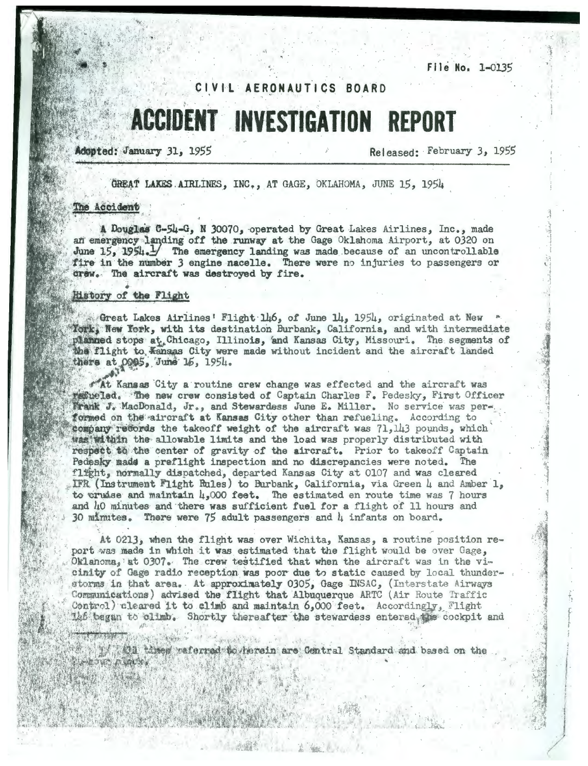File No. 1-0135

CIVIL AERONAUTICS BOARD

# ACCIDENT INVESTIGATION REPORT

**Adopted:** January 31, 1955 **Released:** February 3, 1955

GREAT LAKES AIRLINES, INC., AT GAGE, OKLAHOMA, JUNE 15, 1954

## The Accident

A Douglas C-54-G, N 30070, operated by Great Lakes Airlines, Inc., made an emergency landing off the runway at the Gage Oklahoma Airport, at 0320 on June 15, 1954.[1] The emergency landing was made because of an uncontrollable fire in the number 3 engine nacelle. There were no injuries to passengers or crew. The aircraft was destroyed by fire.

## History of the Flight

Great Lakes Airlines' Flight 146, of June 14, 1954, originated at New York, New York, with its destination Burbank, California, and with intermediate planned stops at Chicago, Illinois, and Kansas City, Missouri. The segments of the flight to Kansas City were made without incident and the aircraft landed there at 0005, June 15, 1954.

At Kansas City a routine crew change was effected and the aircraft was refueled. The new crew consisted of Captain Charles F. Pedesky, First Officer Frank J. MacDonald, Jr., and Stewardess June E. Miller. No service was performed on the aircraft at Kansas City other than refueling. According to company records the takeoff weight of the aircraft was 71,143 pounds, which was within the allowable limits and the load was properly distributed with respect to the center of gravity of the aircraft. Prior to takeoff Captain Pedesky made a preflight inspection and no discrepancies were noted. The flight, normally dispatched, departed Kansas City at 0107 and was cleared IFR (Instrument Flight Rules) to Burbank, California, via Green 4 and Amber 1, to cruise and maintain 4,000 feet. The estimated en route time was 7 hours and 40 minutes and there was sufficient fuel for a flight of 11 hours and 30 minutes. There were 75 adult passengers and 4 infants on board.

At 0213, when the flight was over Wichita, Kansas, a routine position report was made in which it was estimated that the flight would be over Gage, Oklahoma, at 0307. The crew testified that when the aircraft was in the vicinity of Gage radio reception was poor due to static caused by local thunderstorms in that area. At approximately 0305, Gage INSAC, (Interstate Airways Communications) advised the flight that Albuquerque ARTC (Air Route Traffic Control) cleared it to climb and maintain 6,000 feet. Accordingly, Flight 146 began to climb. Shortly thereafter the stewardess entered the cockpit and

[1] All times referred to herein are Central Standard and based on the 24-hour clock.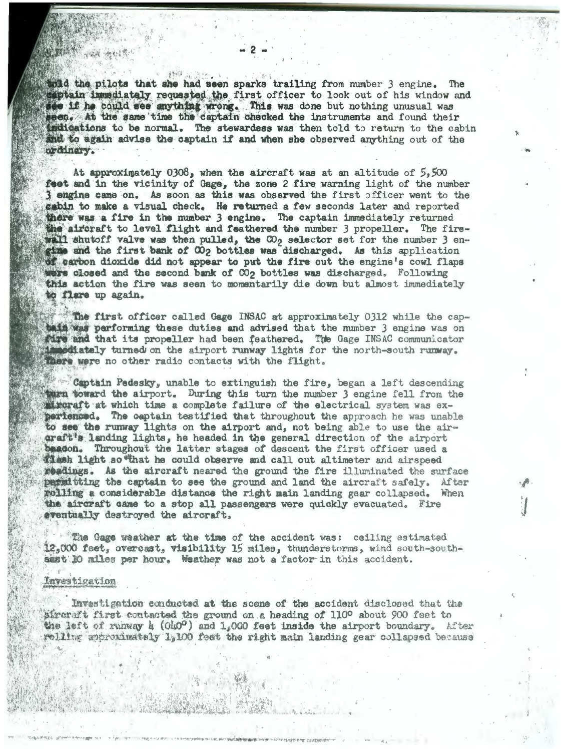told the pilots that she had seen sparks trailing from number 3 engine. The captain immediately requested the first officer to look out of his window and see if he could see anything wrong. This was done but nothing unusual was seen. At the same time the captain checked the instruments and found their indications to be normal. The stewardess was then told to return to the cabin and to again advise the captain if and when she observed anything out of the ordinary.

At approximately 0308, when the aircraft was at an altitude of 5,500 feet and in the vicinity of Gage, the zone 2 fire warning light of the number 3 engine came on. As soon as this was observed the first officer went to the cabin to make a visual check. He returned a few seconds later and reported there was a fire in the number 3 engine. The captain immediately returned the aircraft to level flight and feathered the number 3 propeller. The firewall shutoff valve was then pulled, the $CO_2$ selector set for the number 3 engine and the first bank of $CO_2$ bottles was discharged. As this application of carbon dioxide did not appear to put the fire out the engine's cowl flaps were closed and the second bank of $CO_2$ bottles was discharged. Following this action the fire was seen to momentarily die down but almost immediately to flare up again.

The first officer called Gage INSAC at approximately 0312 while the captain was performing these duties and advised that the number 3 engine was on fire and that its propeller had been feathered. The Gage INSAC communicator immediately turned on the airport runway lights for the north-south runway. There were no other radio contacts with the flight.

Captain Pedesky, unable to extinguish the fire, began a left descending turn toward the airport. During this turn the number 3 engine fell from the aircraft at which time a complete failure of the electrical system was experienced. The captain testified that throughout the approach he was unable to see the runway lights on the airport and, not being able to use the aircraft's landing lights, he headed in the general direction of the airport beacon. Throughout the latter stages of descent the first officer used a flash light so that he could observe and call out altimeter and airspeed readings. As the aircraft neared the ground the fire illuminated the surface permitting the captain to see the ground and land the aircraft safely. After rolling a considerable distance the right main landing gear collapsed. When the aircraft came to a stop all passengers were quickly evacuated. Fire eventually destroyed the aircraft.

The Gage weather at the time of the accident was: ceiling estimated 12,000 feet, overcast, visibility 15 miles, thunderstorms, wind south-southeast 10 miles per hour. Weather was not a factor in this accident.

## Investigation

Investigation conducted at the scene of the accident disclosed that the aircraft first contacted the ground on a heading of 110° about 900 feet to the left of runway 4 (040°) and 1,000 feet inside the airport boundary. After rolling approximately 1,100 feet the right main landing gear collapsed because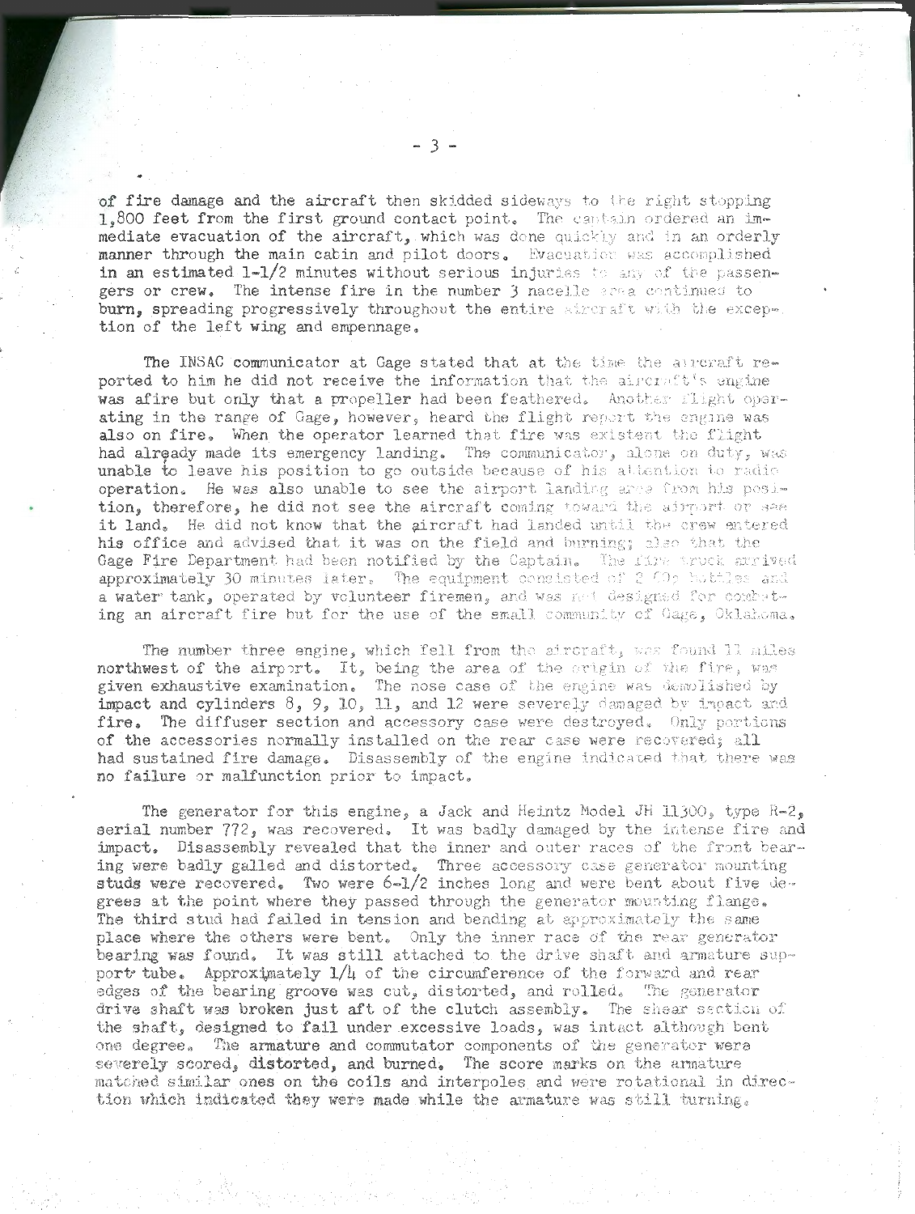of fire damage and the aircraft then skidded sideways to the right stopping 1,800 feet from the first ground contact point. The captain ordered an immediate evacuation of the aircraft, which was done quickly and in an orderly manner through the main cabin and pilot doors. Evacuation was accomplished in an estimated 1-1/2 minutes without serious injuries to any of the passengers or crew. The intense fire in the number 3 nacelle area continued to burn, spreading progressively throughout the entire aircraft with the exception of the left wing and empennage.

The INSAC communicator at Gage stated that at the time the aircraft reported to him he did not receive the information that the aircraft's engine was afire but only that a propeller had been feathered. Another flight operating in the range of Gage, however, heard the flight report the engine was also on fire. When the operator learned that fire was existent the flight had already made its emergency landing. The communicator, alone on duty, was unable to leave his position to go outside because of his attention to radio operation. He was also unable to see the airport landing area from his position, therefore, he did not see the aircraft coming toward the airport or see it land. He did not know that the aircraft had landed until the crew entered his office and advised that it was on the field and burning; also that the Gage Fire Department had been notified by the Captain. The fire truck arrived approximately 30 minutes later. The equipment consisted of 2 $CO_2$ bottles and a water tank, operated by volunteer firemen, and was not designed for combating an aircraft fire but for the use of the small community of Gage, Oklahoma.

The number three engine, which fell from the aircraft, was found 11 miles northwest of the airport. It, being the area of the origin of the fire, was given exhaustive examination. The nose case of the engine was demolished by impact and cylinders 8, 9, 10, 11, and 12 were severely damaged by impact and fire. The diffuser section and accessory case were destroyed. Only portions of the accessories normally installed on the rear case were recovered; all had sustained fire damage. Disassembly of the engine indicated that there was no failure or malfunction prior to impact.

The generator for this engine, a Jack and Heintz Model JH 11300, type R-2, serial number 772, was recovered. It was badly damaged by the intense fire and impact. Disassembly revealed that the inner and outer races of the front bearing were badly galled and distorted. Three accessory case generator mounting studs were recovered. Two were 6-1/2 inches long and were bent about five degrees at the point where they passed through the generator mounting flange. The third stud had failed in tension and bending at approximately the same place where the others were bent. Only the inner race of the rear generator bearing was found. It was still attached to the drive shaft and armature support tube. Approximately 1/4 of the circumference of the forward and rear edges of the bearing groove was cut, distorted, and rolled. The generator drive shaft was broken just aft of the clutch assembly. The shear section of the shaft, designed to fail under excessive loads, was intact although bent one degree. The armature and commutator components of the generator were severely scored, distorted, and burned. The score marks on the armature matched similar ones on the coils and interpoles and were rotational in direction which indicated they were made while the armature was still turning.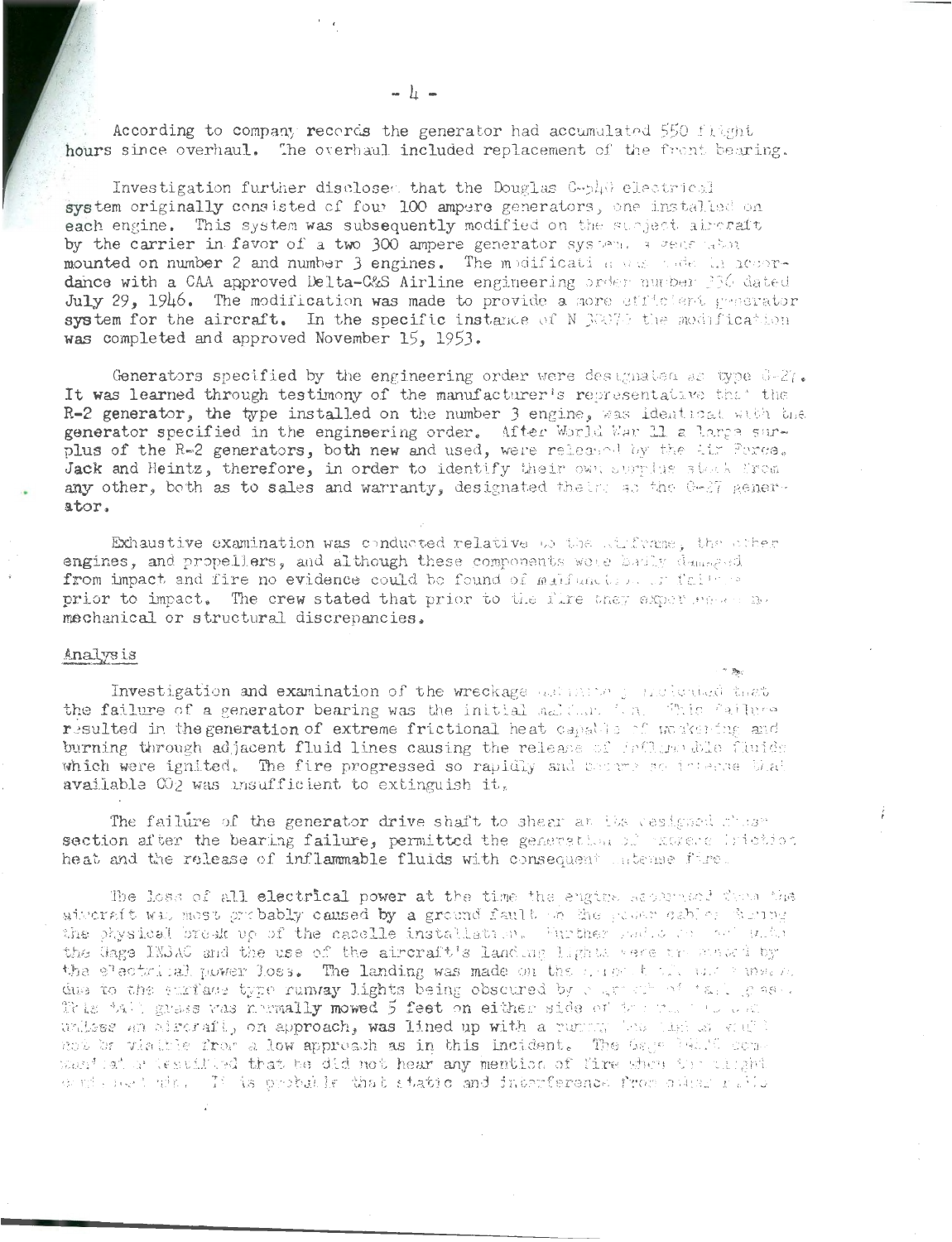According to company records the generator had accumulated 550 flight hours since overhaul. The overhaul included replacement of the front bearing.

Investigation further disclosed that the Douglas C-54B electrical system originally consisted of four 100 ampere generators, one installed on each engine. This system was subsequently modified on the subject aircraft by the carrier in favor of a two 300 ampere generator system, a generator mounted on number 2 and number 3 engines. The modification was made in accordance with a CAA approved Delta-C&S Airline engineering order number 336 dated July 29, 1946. The modification was made to provide a more efficient generator system for the aircraft. In the specific instance of N 30073 the modification was completed and approved November 15, 1953.

Generators specified by the engineering order were designated as type G-27. It was learned through testimony of the manufacturer's representative that the R-2 generator, the type installed on the number 3 engine, was identical with the generator specified in the engineering order. After World War II a large surplus of the R-2 generators, both new and used, were released by the Air Force. Jack and Heintz, therefore, in order to identify their own surplus stock from any other, both as to sales and warranty, designated theirs as the G-27 generator.

Exhaustive examination was conducted relative to the airframe, the other engines, and propellers, and although these components were badly damaged from impact and fire no evidence could be found of malfunction or failure prior to impact. The crew stated that prior to the fire they experienced no mechanical or structural discrepancies.

## Analysis

Investigation and examination of the wreckage definitely indicated that the failure of a generator bearing was the initial malfunction. This failure resulted in the generation of extreme frictional heat capable of weakening and burning through adjacent fluid lines causing the release of inflammable fluids which were ignited. The fire progressed so rapidly and became so intense that available $CO_2$ was insufficient to extinguish it.

The failure of the generator drive shaft to shear at its designed shear section after the bearing failure, permitted the generation of extreme friction heat and the release of inflammable fluids with consequent intense fire.

The loss of all electrical power at the time the engine separated from the aircraft was most probably caused by a ground fault on the power cables during the physical break up of the nacelle installation. Further radio contact with the Gage INSAC and the use of the aircraft's landing lights were prevented by the electrical power loss. The landing was made on the ... due to the surface type runway lights being obscured by a growth of tall grass. This tall grass was normally mowed 5 feet on either side of the ... unless an aircraft, on approach, was lined up with a runway ... not be visible from a low approach as in this incident. The Gage INSAC ... testified that he did not hear any mention of fire when the flight ... It is probable that static and interference from other radio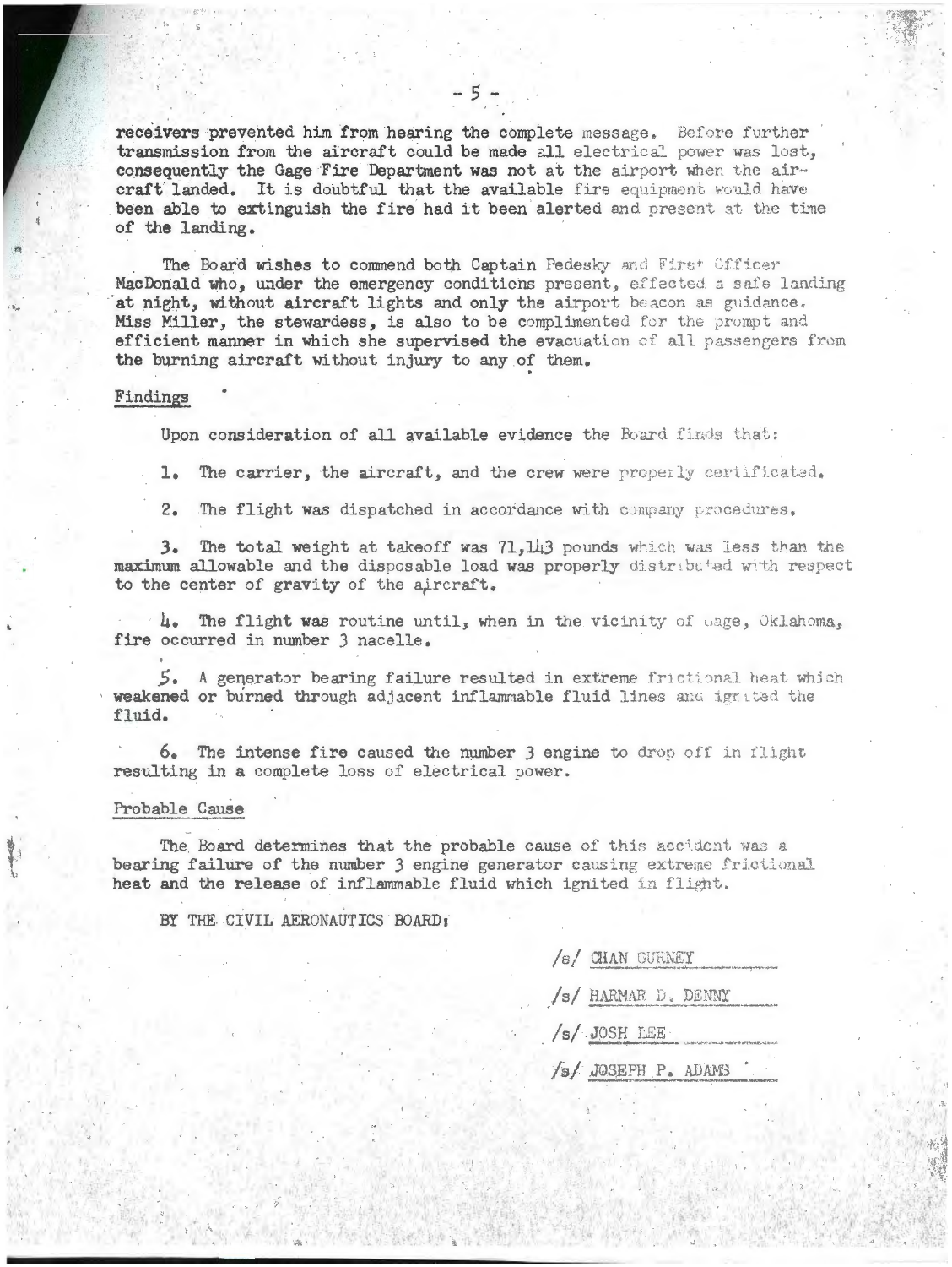receivers prevented him from hearing the complete message. Before further transmission from the aircraft could be made all electrical power was lost, consequently the Gage Fire Department was not at the airport when the aircraft landed. It is doubtful that the available fire equipment would have been able to extinguish the fire had it been alerted and present at the time of the landing.

The Board wishes to commend both Captain Pedesky and First Officer MacDonald who, under the emergency conditions present, effected a safe landing at night, without aircraft lights and only the airport beacon as guidance. Miss Miller, the stewardess, is also to be complimented for the prompt and efficient manner in which she supervised the evacuation of all passengers from the burning aircraft without injury to any of them.

## Findings

Upon consideration of all available evidence the Board finds that:

1. The carrier, the aircraft, and the crew were properly certificated.

2. The flight was dispatched in accordance with company procedures.

3. The total weight at takeoff was 71,143 pounds which was less than the maximum allowable and the disposable load was properly distributed with respect to the center of gravity of the aircraft.

4. The flight was routine until, when in the vicinity of Gage, Oklahoma, fire occurred in number 3 nacelle.

5. A generator bearing failure resulted in extreme frictional heat which weakened or burned through adjacent inflammable fluid lines and ignited the fluid.

6. The intense fire caused the number 3 engine to drop off in flight resulting in a complete loss of electrical power.

## Probable Cause

The Board determines that the probable cause of this accident was a bearing failure of the number 3 engine generator causing extreme frictional heat and the release of inflammable fluid which ignited in flight.

BY THE CIVIL AERONAUTICS BOARD:

/s/ CHAN GURNEY

/s/ HARMAR D. DENNY

/s/ JOSH LEE

/s/ JOSEPH P. ADAMS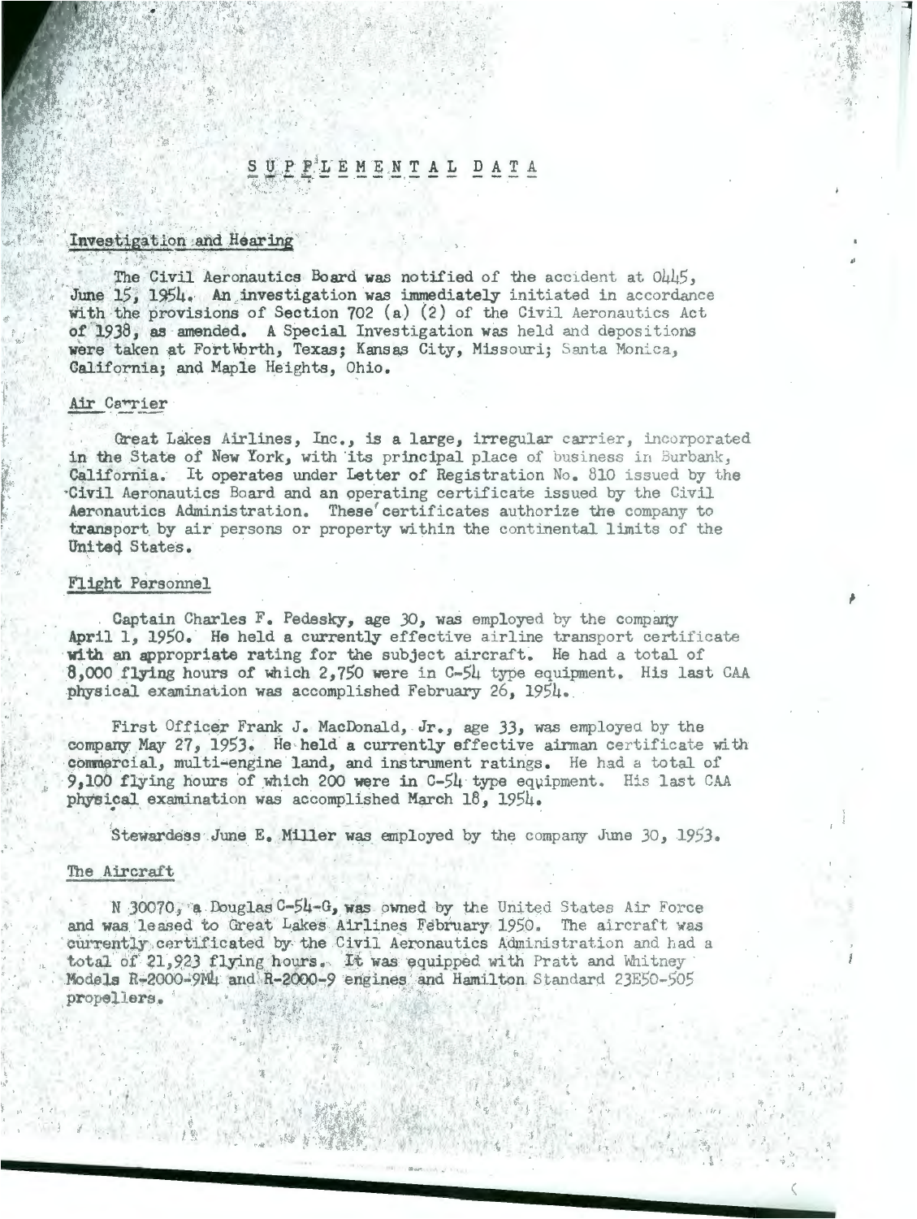# SUPPLEMENTAL DATA

## Investigation and Hearing

The Civil Aeronautics Board was notified of the accident at 0445, June 15, 1954. An investigation was immediately initiated in accordance with the provisions of Section 702 (a) (2) of the Civil Aeronautics Act of 1938, as amended. A Special Investigation was held and depositions were taken at Fort Worth, Texas; Kansas City, Missouri; Santa Monica, California; and Maple Heights, Ohio.

## Air Carrier

Great Lakes Airlines, Inc., is a large, irregular carrier, incorporated in the State of New York, with its principal place of business in Burbank, California. It operates under Letter of Registration No. 810 issued by the Civil Aeronautics Board and an operating certificate issued by the Civil Aeronautics Administration. These certificates authorize the company to transport by air persons or property within the continental limits of the United States.

## Flight Personnel

Captain Charles F. Pedesky, age 30, was employed by the company April 1, 1950. He held a currently effective airline transport certificate with an appropriate rating for the subject aircraft. He had a total of 8,000 flying hours of which 2,750 were in C-54 type equipment. His last CAA physical examination was accomplished February 26, 1954.

First Officer Frank J. MacDonald, Jr., age 33, was employed by the company May 27, 1953. He held a currently effective airman certificate with commercial, multi-engine land, and instrument ratings. He had a total of 9,100 flying hours of which 200 were in C-54 type equipment. His last CAA physical examination was accomplished March 18, 1954.

Stewardess June E. Miller was employed by the company June 30, 1953.

## The Aircraft

N 30070, a Douglas C-54-G, was owned by the United States Air Force and was leased to Great Lakes Airlines February 1950. The aircraft was currently certificated by the Civil Aeronautics Administration and had a total of 21,923 flying hours. It was equipped with Pratt and Whitney Models R-2000-9M4 and R-2000-9 engines and Hamilton Standard 23E50-505 propellers.